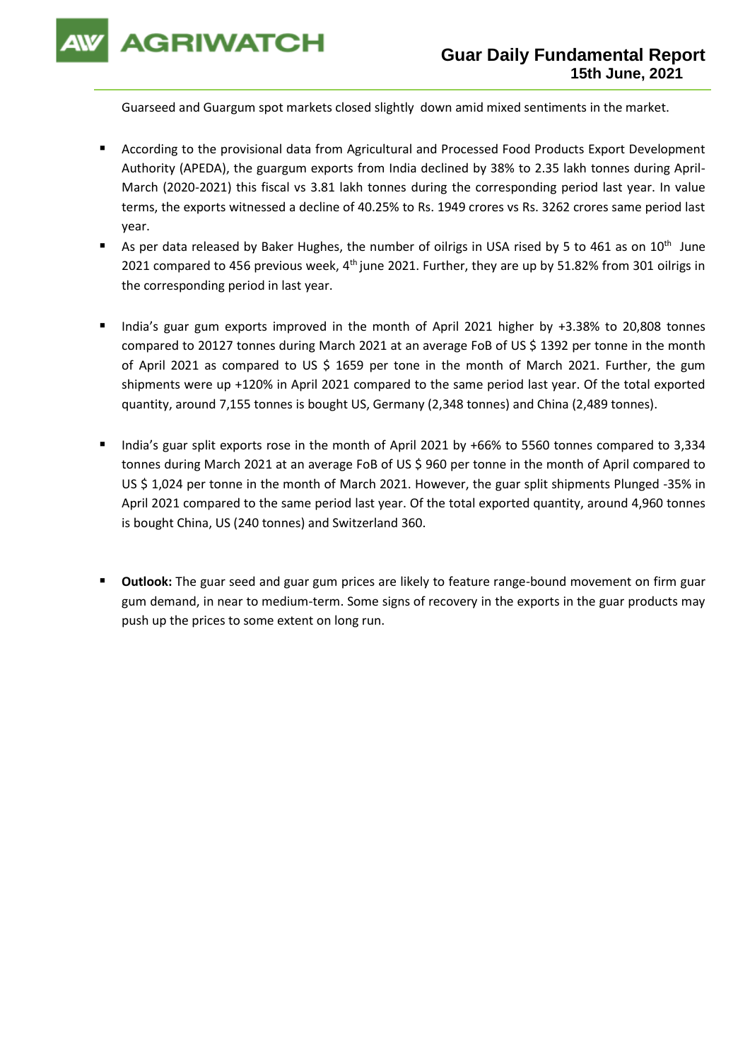# Guar Daily Fundamental Report

**15th June, 2021**

Guarseed and Guargum spot markets closed slightly down amid mixed sentiments in the market.

- According to the provisional data from Agricultural and Processed Food Products Export Development Authority (APEDA), the guargum exports from India declined by 38% to 2.35 lakh tonnes during April-March (2020-2021) this fiscal vs 3.81 lakh tonnes during the corresponding period last year. In value terms, the exports witnessed a decline of 40.25% to Rs. 1949 crores vs Rs. 3262 crores same period last year.
- As per data released by Baker Hughes, the number of oilrigs in USA rised by 5 to 461 as on 10th June 2021 compared to 456 previous week, 4th june 2021. Further, they are up by 51.82% from 301 oilrigs in the corresponding period in last year.
- India's guar gum exports improved in the month of April 2021 higher by +3.38% to 20,808 tonnes compared to 20127 tonnes during March 2021 at an average FoB of US $ 1392 per tonne in the month of April 2021 as compared to US $ 1659 per tone in the month of March 2021. Further, the gum shipments were up +120% in April 2021 compared to the same period last year. Of the total exported quantity, around 7,155 tonnes is bought US, Germany (2,348 tonnes) and China (2,489 tonnes).
- India's guar split exports rose in the month of April 2021 by +66% to 5560 tonnes compared to 3,334 tonnes during March 2021 at an average FoB of US $ 960 per tonne in the month of April compared to US $ 1,024 per tonne in the month of March 2021. However, the guar split shipments Plunged -35% in April 2021 compared to the same period last year. Of the total exported quantity, around 4,960 tonnes is bought China, US (240 tonnes) and Switzerland 360.
- **Outlook:** The guar seed and guar gum prices are likely to feature range-bound movement on firm guar gum demand, in near to medium-term. Some signs of recovery in the exports in the guar products may push up the prices to some extent on long run.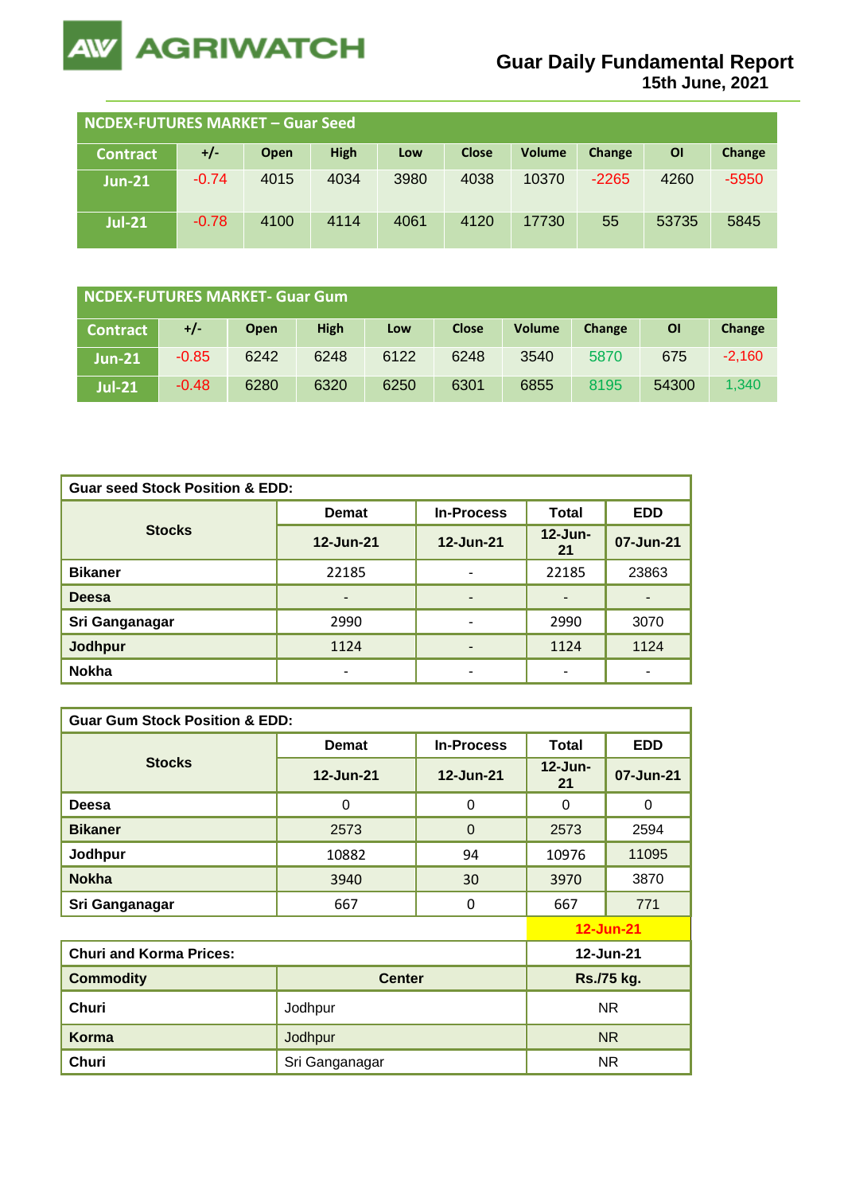# Guar Daily Fundamental Report

15th June, 2021

## NCDEX-FUTURES MARKET – Guar Seed

| Contract | +/- | Open | High | Low | Close | Volume | Change | OI | Change |
|---|---|---|---|---|---|---|---|---|---|
| Jun-21 | -0.74 | 4015 | 4034 | 3980 | 4038 | 10370 | -2265 | 4260 | -5950 |
| Jul-21 | -0.78 | 4100 | 4114 | 4061 | 4120 | 17730 | 55 | 53735 | 5845 |

## NCDEX-FUTURES MARKET- Guar Gum

| Contract | +/- | Open | High | Low | Close | Volume | Change | OI | Change |
|---|---|---|---|---|---|---|---|---|---|
| Jun-21 | -0.85 | 6242 | 6248 | 6122 | 6248 | 3540 | 5870 | 675 | -2,160 |
| Jul-21 | -0.48 | 6280 | 6320 | 6250 | 6301 | 6855 | 8195 | 54300 | 1,340 |

## Guar seed Stock Position & EDD:

| Stocks | Demat | In-Process | Total | EDD |
|---|---|---|---|---|
| | 12-Jun-21 | 12-Jun-21 | 12-Jun-21 | 07-Jun-21 |
| Bikaner | 22185 | - | 22185 | 23863 |
| Deesa | - | - | - | - |
| Sri Ganganagar | 2990 | - | 2990 | 3070 |
| Jodhpur | 1124 | - | 1124 | 1124 |
| Nokha | - | - | - | - |

## Guar Gum Stock Position & EDD:

| Stocks | Demat | In-Process | Total | EDD |
|---|---|---|---|---|
| | 12-Jun-21 | 12-Jun-21 | 12-Jun-21 | 07-Jun-21 |
| Deesa | 0 | 0 | 0 | 0 |
| Bikaner | 2573 | 0 | 2573 | 2594 |
| Jodhpur | 10882 | 94 | 10976 | 11095 |
| Nokha | 3940 | 30 | 3970 | 3870 |
| Sri Ganganagar | 667 | 0 | 667 | 771 |

12-Jun-21

## Churi and Korma Prices:

| Commodity | Center | 12-Jun-21 Rs./75 kg. |
|---|---|---|
| Churi | Jodhpur | NR |
| Korma | Jodhpur | NR |
| Churi | Sri Ganganagar | NR |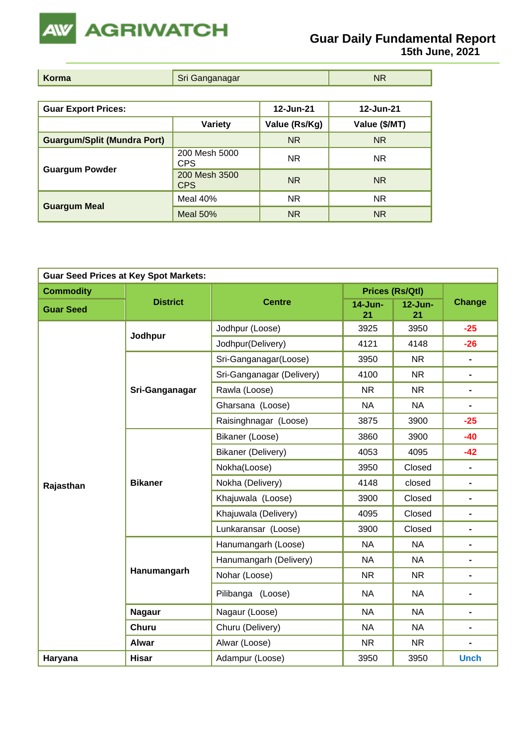| Korma | Sri Ganganagar | NR |
|---|---|---|

| Guar Export Prices: | | 12-Jun-21 | 12-Jun-21 |
|---|---|---|---|
| | Variety | Value (Rs/Kg) | Value ($/MT) |
| Guargum/Split (Mundra Port) | | NR | NR |
| Guargum Powder | 200 Mesh 5000 CPS | NR | NR |
| | 200 Mesh 3500 CPS | NR | NR |
| Guargum Meal | Meal 40% | NR | NR |
| | Meal 50% | NR | NR |

| Guar Seed Prices at Key Spot Markets: | | | | | |
|---|---|---|---|---|---|
| Commodity | District | Centre | Prices (Rs/Qtl) | | Change |
| Guar Seed | | | 14-Jun-21 | 12-Jun-21 | |
| Rajasthan | Jodhpur | Jodhpur (Loose) | 3925 | 3950 | -25 |
| | | Jodhpur(Delivery) | 4121 | 4148 | -26 |
| | Sri-Ganganagar | Sri-Ganganagar(Loose) | 3950 | NR | - |
| | | Sri-Ganganagar (Delivery) | 4100 | NR | - |
| | | Rawla (Loose) | NR | NR | - |
| | | Gharsana (Loose) | NA | NA | - |
| | | Raisinghnagar (Loose) | 3875 | 3900 | -25 |
| | Bikaner | Bikaner (Loose) | 3860 | 3900 | -40 |
| | | Bikaner (Delivery) | 4053 | 4095 | -42 |
| | | Nokha(Loose) | 3950 | Closed | - |
| | | Nokha (Delivery) | 4148 | closed | - |
| | | Khajuwala (Loose) | 3900 | Closed | - |
| | | Khajuwala (Delivery) | 4095 | Closed | - |
| | | Lunkaransar (Loose) | 3900 | Closed | - |
| | Hanumangarh | Hanumangarh (Loose) | NA | NA | - |
| | | Hanumangarh (Delivery) | NA | NA | - |
| | | Nohar (Loose) | NR | NR | - |
| | | Pilibanga (Loose) | NA | NA | - |
| | Nagaur | Nagaur (Loose) | NA | NA | - |
| | Churu | Churu (Delivery) | NA | NA | - |
| | Alwar | Alwar (Loose) | NR | NR | - |
| Haryana | Hisar | Adampur (Loose) | 3950 | 3950 | Unch |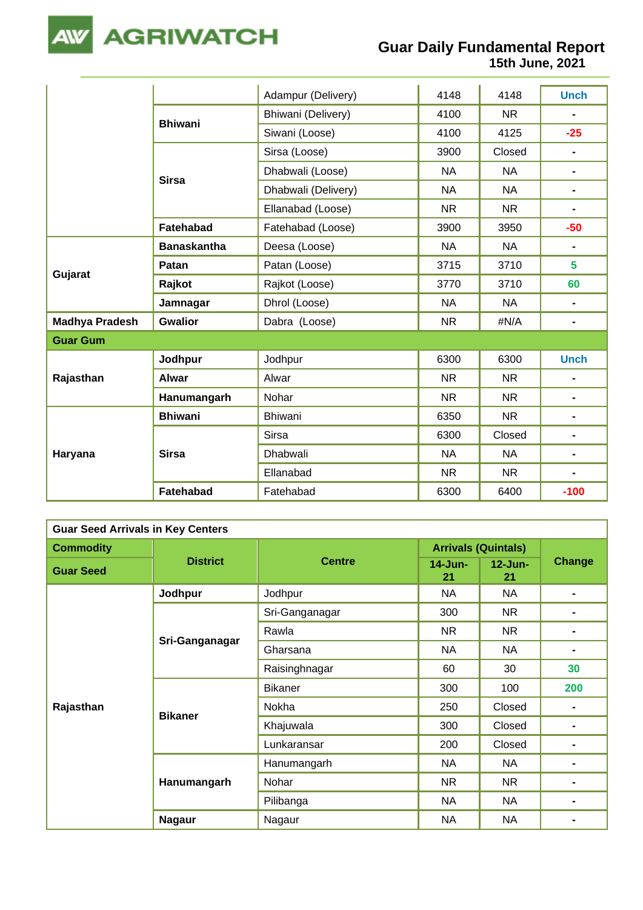| | | | | | |
|---|---|---|---|---|---|
| | | Adampur (Delivery) | 4148 | 4148 | Unch |
| | **Bhiwani** | Bhiwani (Delivery) | 4100 | NR | - |
| | | Siwani (Loose) | 4100 | 4125 | -25 |
| | **Sirsa** | Sirsa (Loose) | 3900 | Closed | - |
| | | Dhabwali (Loose) | NA | NA | - |
| | | Dhabwali (Delivery) | NA | NA | - |
| | | Ellanabad (Loose) | NR | NR | - |
| | **Fatehabad** | Fatehabad (Loose) | 3900 | 3950 | -50 |
| **Gujarat** | **Banaskantha** | Deesa (Loose) | NA | NA | - |
| | **Patan** | Patan (Loose) | 3715 | 3710 | 5 |
| | **Rajkot** | Rajkot (Loose) | 3770 | 3710 | 60 |
| | **Jamnagar** | Dhrol (Loose) | NA | NA | - |
| **Madhya Pradesh** | **Gwalior** | Dabra (Loose) | NR | #N/A | - |
| **Guar Gum** | | | | | |
| **Rajasthan** | **Jodhpur** | Jodhpur | 6300 | 6300 | Unch |
| | **Alwar** | Alwar | NR | NR | - |
| | **Hanumangarh** | Nohar | NR | NR | - |
| **Haryana** | **Bhiwani** | Bhiwani | 6350 | NR | - |
| | **Sirsa** | Sirsa | 6300 | Closed | - |
| | | Dhabwali | NA | NA | - |
| | | Ellanabad | NR | NR | - |
| | **Fatehabad** | Fatehabad | 6300 | 6400 | -100 |

| **Guar Seed Arrivals in Key Centers** | | | | | |
|---|---|---|---|---|---|
| **Commodity** | **District** | **Centre** | **Arrivals (Quintals)** | | **Change** |
| **Guar Seed** | | | **14-Jun-21** | **12-Jun-21** | |
| **Rajasthan** | **Jodhpur** | Jodhpur | NA | NA | - |
| | **Sri-Ganganagar** | Sri-Ganganagar | 300 | NR | - |
| | | Rawla | NR | NR | - |
| | | Gharsana | NA | NA | - |
| | | Raisinghnagar | 60 | 30 | 30 |
| | **Bikaner** | Bikaner | 300 | 100 | 200 |
| | | Nokha | 250 | Closed | - |
| | | Khajuwala | 300 | Closed | - |
| | | Lunkaransar | 200 | Closed | - |
| | **Hanumangarh** | Hanumangarh | NA | NA | - |
| | | Nohar | NR | NR | - |
| | | Pilibanga | NA | NA | - |
| | **Nagaur** | Nagaur | NA | NA | - |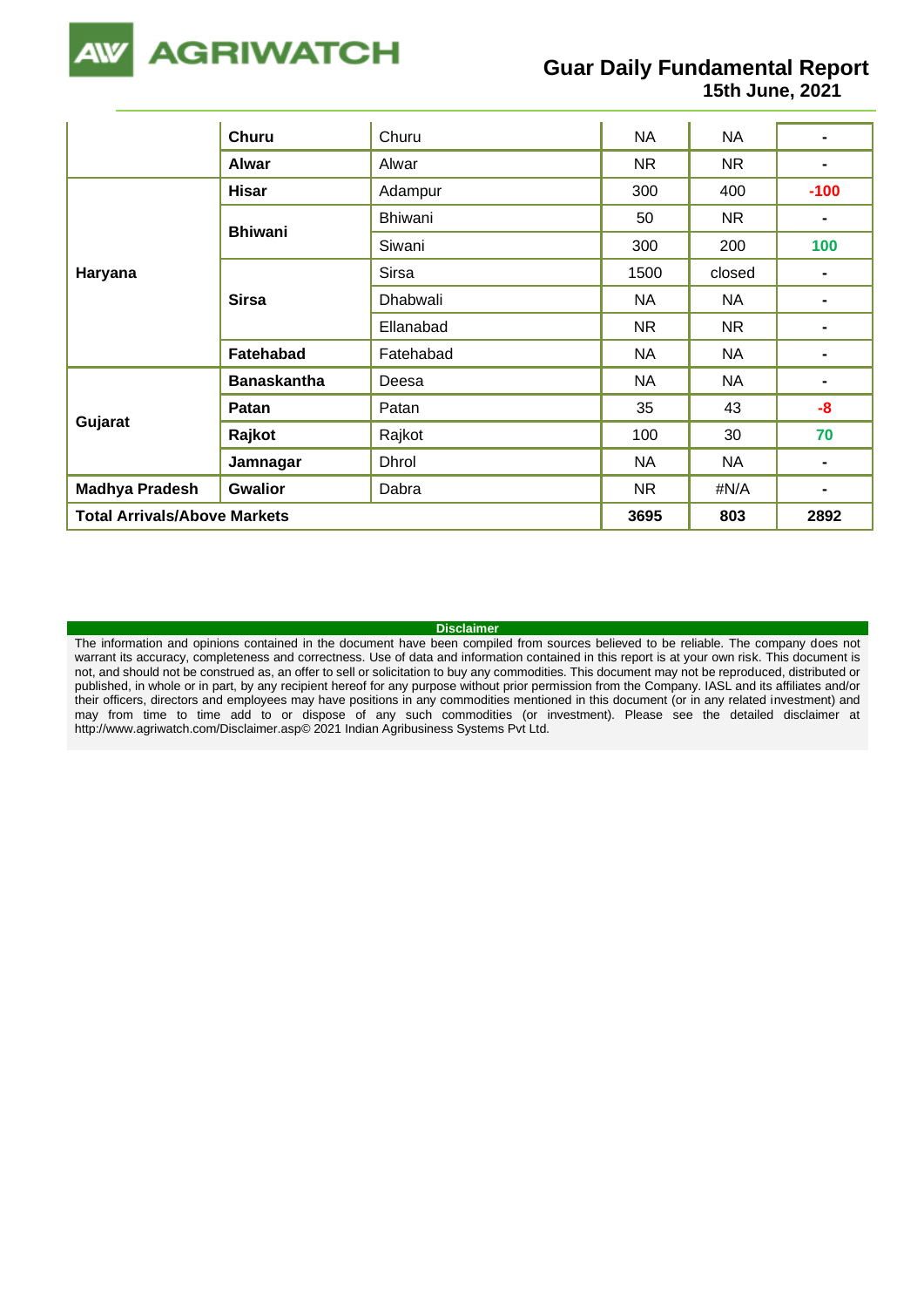| | | | | | |
|---|---|---|---|---|---|
| | **Churu** | Churu | NA | NA | - |
| | **Alwar** | Alwar | NR | NR | - |
| **Haryana** | **Hisar** | Adampur | 300 | 400 | -100 |
| | **Bhiwani** | Bhiwani | 50 | NR | - |
| | | Siwani | 300 | 200 | 100 |
| | **Sirsa** | Sirsa | 1500 | closed | - |
| | | Dhabwali | NA | NA | - |
| | | Ellanabad | NR | NR | - |
| | **Fatehabad** | Fatehabad | NA | NA | - |
| **Gujarat** | **Banaskantha** | Deesa | NA | NA | - |
| | **Patan** | Patan | 35 | 43 | -8 |
| | **Rajkot** | Rajkot | 100 | 30 | 70 |
| | **Jamnagar** | Dhrol | NA | NA | - |
| **Madhya Pradesh** | **Gwalior** | Dabra | NR | #N/A | - |
| **Total Arrivals/Above Markets** | | | **3695** | **803** | **2892** |

**Disclaimer**

The information and opinions contained in the document have been compiled from sources believed to be reliable. The company does not warrant its accuracy, completeness and correctness. Use of data and information contained in this report is at your own risk. This document is not, and should not be construed as, an offer to sell or solicitation to buy any commodities. This document may not be reproduced, distributed or published, in whole or in part, by any recipient hereof for any purpose without prior permission from the Company. IASL and its affiliates and/or their officers, directors and employees may have positions in any commodities mentioned in this document (or in any related investment) and may from time to time add to or dispose of any such commodities (or investment). Please see the detailed disclaimer at http://www.agriwatch.com/Disclaimer.asp© 2021 Indian Agribusiness Systems Pvt Ltd.